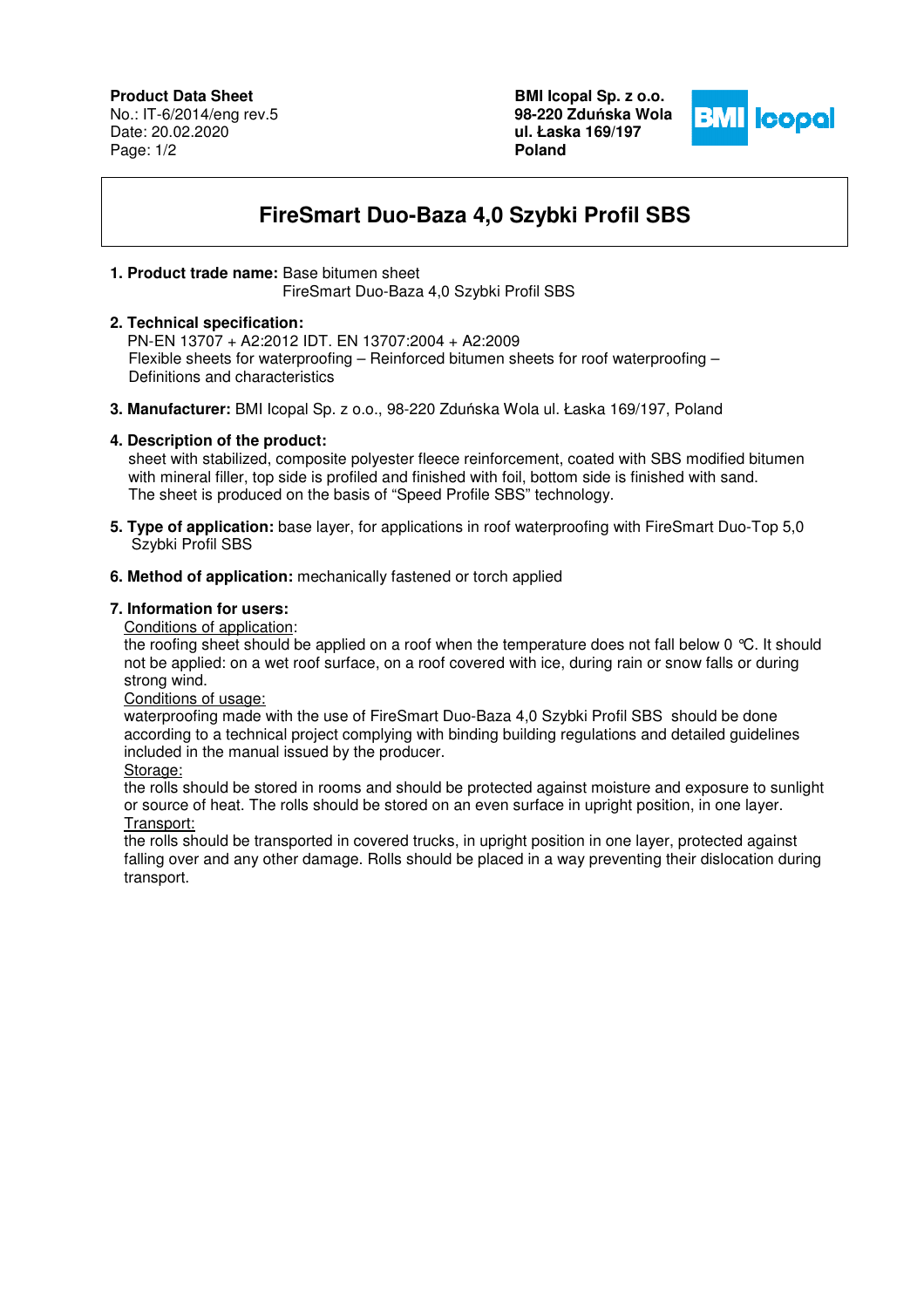**Product Data Sheet**
No.: IT-6/2014/eng rev.5
Date: 20.02.2020

**BMI Icopal Sp. z o.o.**
**98-220 Zduńska Wola**
**ul. Łaska 169/197**
**Poland**

# FireSmart Duo-Baza 4,0 Szybki Profil SBS

**1. Product trade name:** Base bitumen sheet
FireSmart Duo-Baza 4,0 Szybki Profil SBS

**2. Technical specification:**
PN-EN 13707 + A2:2012 IDT. EN 13707:2004 + A2:2009
Flexible sheets for waterproofing – Reinforced bitumen sheets for roof waterproofing – Definitions and characteristics

**3. Manufacturer:** BMI Icopal Sp. z o.o., 98-220 Zduńska Wola ul. Łaska 169/197, Poland

**4. Description of the product:**
sheet with stabilized, composite polyester fleece reinforcement, coated with SBS modified bitumen with mineral filler, top side is profiled and finished with foil, bottom side is finished with sand. The sheet is produced on the basis of "Speed Profile SBS" technology.

**5. Type of application:** base layer, for applications in roof waterproofing with FireSmart Duo-Top 5,0 Szybki Profil SBS

**6. Method of application:** mechanically fastened or torch applied

**7. Information for users:**

Conditions of application:
the roofing sheet should be applied on a roof when the temperature does not fall below 0 ℃. It should not be applied: on a wet roof surface, on a roof covered with ice, during rain or snow falls or during strong wind.

Conditions of usage:
waterproofing made with the use of FireSmart Duo-Baza 4,0 Szybki Profil SBS should be done according to a technical project complying with binding building regulations and detailed guidelines included in the manual issued by the producer.

Storage:
the rolls should be stored in rooms and should be protected against moisture and exposure to sunlight or source of heat. The rolls should be stored on an even surface in upright position, in one layer.

Transport:
the rolls should be transported in covered trucks, in upright position in one layer, protected against falling over and any other damage. Rolls should be placed in a way preventing their dislocation during transport.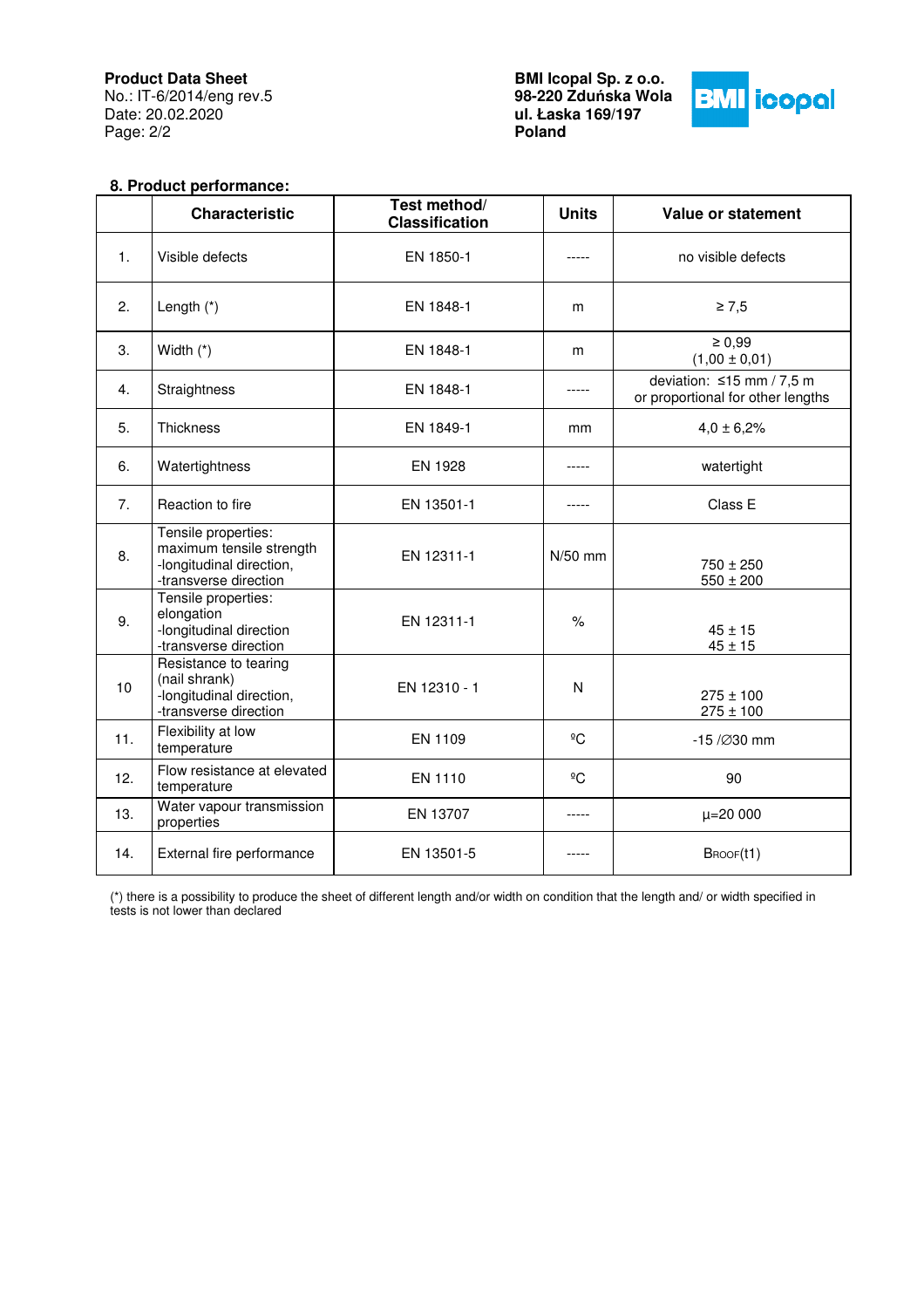**Product Data Sheet**
No.: IT-6/2014/eng rev.5
Date: 20.02.2020
Page: 2/2

**BMI Icopal Sp. z o.o.**
**98-220 Zduńska Wola**
**ul. Łaska 169/197**
**Poland**

**8. Product performance:**

| | Characteristic | Test method/ Classification | Units | Value or statement |
|---|---|---|---|---|
| 1. | Visible defects | EN 1850-1 | ----- | no visible defects |
| 2. | Length (*) | EN 1848-1 | m | ≥ 7,5 |
| 3. | Width (*) | EN 1848-1 | m | ≥ 0,99 (1,00 ± 0,01) |
| 4. | Straightness | EN 1848-1 | ----- | deviation: ≤15 mm / 7,5 m or proportional for other lengths |
| 5. | Thickness | EN 1849-1 | mm | 4,0 ± 6,2% |
| 6. | Watertightness | EN 1928 | ----- | watertight |
| 7. | Reaction to fire | EN 13501-1 | ----- | Class E |
| 8. | Tensile properties: maximum tensile strength -longitudinal direction, -transverse direction | EN 12311-1 | N/50 mm | 750 ± 250<br>550 ± 200 |
| 9. | Tensile properties: elongation -longitudinal direction -transverse direction | EN 12311-1 | % | 45 ± 15<br>45 ± 15 |
| 10 | Resistance to tearing (nail shrank) -longitudinal direction, -transverse direction | EN 12310 - 1 | N | 275 ± 100<br>275 ± 100 |
| 11. | Flexibility at low temperature | EN 1109 | ºC | -15 /∅30 mm |
| 12. | Flow resistance at elevated temperature | EN 1110 | ºC | 90 |
| 13. | Water vapour transmission properties | EN 13707 | ----- | μ=20 000 |
| 14. | External fire performance | EN 13501-5 | ----- | BROOF(t1) |

(*) there is a possibility to produce the sheet of different length and/or width on condition that the length and/ or width specified in tests is not lower than declared